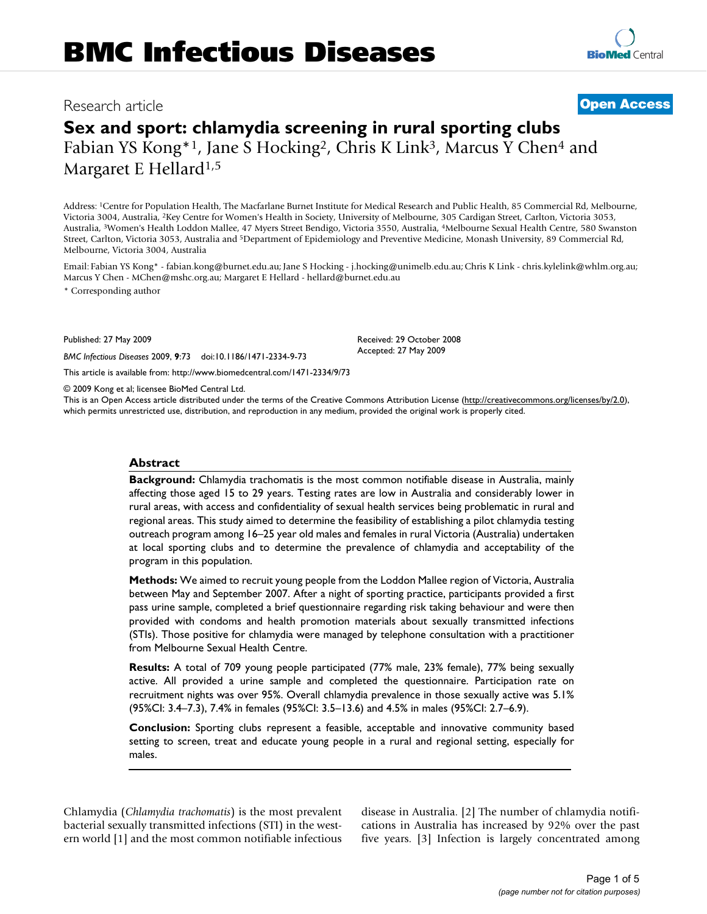# BMC Infectious Diseases

Research article

**Open Access**

# Sex and sport: chlamydia screening in rural sporting clubs

Fabian YS Kong*[1], Jane S Hocking[2], Chris K Link[3], Marcus Y Chen[4] and Margaret E Hellard[1,5]

Address: [1]Centre for Population Health, The Macfarlane Burnet Institute for Medical Research and Public Health, 85 Commercial Rd, Melbourne, Victoria 3004, Australia, [2]Key Centre for Women's Health in Society, University of Melbourne, 305 Cardigan Street, Carlton, Victoria 3053, Australia, [3]Women's Health Loddon Mallee, 47 Myers Street Bendigo, Victoria 3550, Australia, [4]Melbourne Sexual Health Centre, 580 Swanston Street, Carlton, Victoria 3053, Australia and [5]Department of Epidemiology and Preventive Medicine, Monash University, 89 Commercial Rd, Melbourne, Victoria 3004, Australia

Email: Fabian YS Kong* - fabian.kong@burnet.edu.au; Jane S Hocking - j.hocking@unimelb.edu.au; Chris K Link - chris.kylelink@whlm.org.au; Marcus Y Chen - MChen@mshc.org.au; Margaret E Hellard - hellard@burnet.edu.au

\* Corresponding author

Published: 27 May 2009

*BMC Infectious Diseases* 2009, **9**:73 doi:10.1186/1471-2334-9-73

Received: 29 October 2008
Accepted: 27 May 2009

This article is available from: http://www.biomedcentral.com/1471-2334/9/73

© 2009 Kong et al; licensee BioMed Central Ltd.

This is an Open Access article distributed under the terms of the Creative Commons Attribution License (http://creativecommons.org/licenses/by/2.0), which permits unrestricted use, distribution, and reproduction in any medium, provided the original work is properly cited.

## Abstract

**Background:** Chlamydia trachomatis is the most common notifiable disease in Australia, mainly affecting those aged 15 to 29 years. Testing rates are low in Australia and considerably lower in rural areas, with access and confidentiality of sexual health services being problematic in rural and regional areas. This study aimed to determine the feasibility of establishing a pilot chlamydia testing outreach program among 16–25 year old males and females in rural Victoria (Australia) undertaken at local sporting clubs and to determine the prevalence of chlamydia and acceptability of the program in this population.

**Methods:** We aimed to recruit young people from the Loddon Mallee region of Victoria, Australia between May and September 2007. After a night of sporting practice, participants provided a first pass urine sample, completed a brief questionnaire regarding risk taking behaviour and were then provided with condoms and health promotion materials about sexually transmitted infections (STIs). Those positive for chlamydia were managed by telephone consultation with a practitioner from Melbourne Sexual Health Centre.

**Results:** A total of 709 young people participated (77% male, 23% female), 77% being sexually active. All provided a urine sample and completed the questionnaire. Participation rate on recruitment nights was over 95%. Overall chlamydia prevalence in those sexually active was 5.1% (95%CI: 3.4–7.3), 7.4% in females (95%CI: 3.5–13.6) and 4.5% in males (95%CI: 2.7–6.9).

**Conclusion:** Sporting clubs represent a feasible, acceptable and innovative community based setting to screen, treat and educate young people in a rural and regional setting, especially for males.

Chlamydia (*Chlamydia trachomatis*) is the most prevalent bacterial sexually transmitted infections (STI) in the western world [1] and the most common notifiable infectious disease in Australia. [2] The number of chlamydia notifications in Australia has increased by 92% over the past five years. [3] Infection is largely concentrated among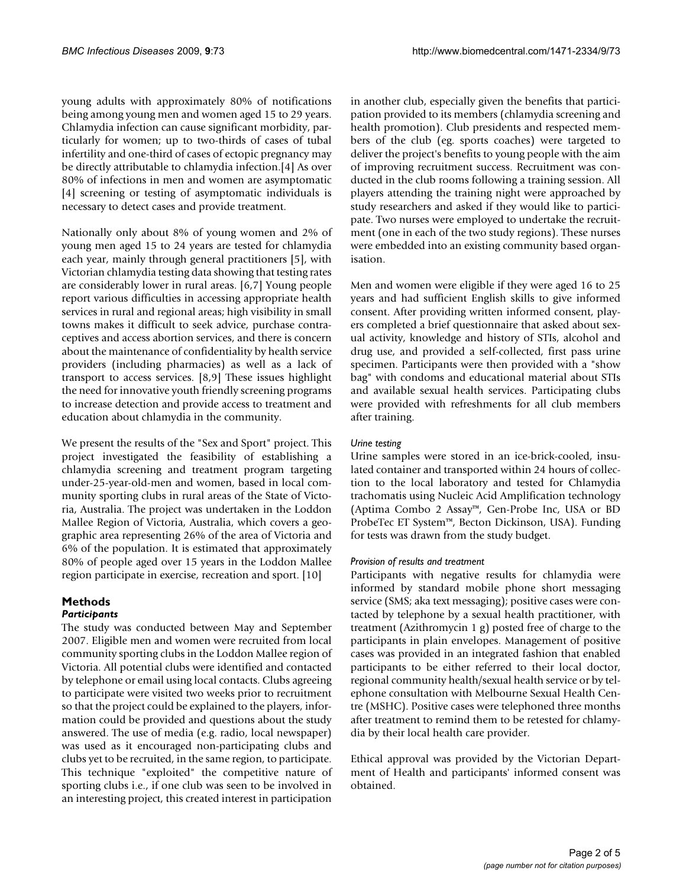young adults with approximately 80% of notifications being among young men and women aged 15 to 29 years. Chlamydia infection can cause significant morbidity, particularly for women; up to two-thirds of cases of tubal infertility and one-third of cases of ectopic pregnancy may be directly attributable to chlamydia infection.[4] As over 80% of infections in men and women are asymptomatic [4] screening or testing of asymptomatic individuals is necessary to detect cases and provide treatment.

Nationally only about 8% of young women and 2% of young men aged 15 to 24 years are tested for chlamydia each year, mainly through general practitioners [5], with Victorian chlamydia testing data showing that testing rates are considerably lower in rural areas. [6,7] Young people report various difficulties in accessing appropriate health services in rural and regional areas; high visibility in small towns makes it difficult to seek advice, purchase contraceptives and access abortion services, and there is concern about the maintenance of confidentiality by health service providers (including pharmacies) as well as a lack of transport to access services. [8,9] These issues highlight the need for innovative youth friendly screening programs to increase detection and provide access to treatment and education about chlamydia in the community.

We present the results of the "Sex and Sport" project. This project investigated the feasibility of establishing a chlamydia screening and treatment program targeting under-25-year-old-men and women, based in local community sporting clubs in rural areas of the State of Victoria, Australia. The project was undertaken in the Loddon Mallee Region of Victoria, Australia, which covers a geographic area representing 26% of the area of Victoria and 6% of the population. It is estimated that approximately 80% of people aged over 15 years in the Loddon Mallee region participate in exercise, recreation and sport. [10]

## Methods

### *Participants*

The study was conducted between May and September 2007. Eligible men and women were recruited from local community sporting clubs in the Loddon Mallee region of Victoria. All potential clubs were identified and contacted by telephone or email using local contacts. Clubs agreeing to participate were visited two weeks prior to recruitment so that the project could be explained to the players, information could be provided and questions about the study answered. The use of media (e.g. radio, local newspaper) was used as it encouraged non-participating clubs and clubs yet to be recruited, in the same region, to participate. This technique "exploited" the competitive nature of sporting clubs i.e., if one club was seen to be involved in an interesting project, this created interest in participation in another club, especially given the benefits that participation provided to its members (chlamydia screening and health promotion). Club presidents and respected members of the club (eg. sports coaches) were targeted to deliver the project's benefits to young people with the aim of improving recruitment success. Recruitment was conducted in the club rooms following a training session. All players attending the training night were approached by study researchers and asked if they would like to participate. Two nurses were employed to undertake the recruitment (one in each of the two study regions). These nurses were embedded into an existing community based organisation.

Men and women were eligible if they were aged 16 to 25 years and had sufficient English skills to give informed consent. After providing written informed consent, players completed a brief questionnaire that asked about sexual activity, knowledge and history of STIs, alcohol and drug use, and provided a self-collected, first pass urine specimen. Participants were then provided with a "show bag" with condoms and educational material about STIs and available sexual health services. Participating clubs were provided with refreshments for all club members after training.

#### *Urine testing*

Urine samples were stored in an ice-brick-cooled, insulated container and transported within 24 hours of collection to the local laboratory and tested for Chlamydia trachomatis using Nucleic Acid Amplification technology (Aptima Combo 2 Assay™, Gen-Probe Inc, USA or BD ProbeTec ET System™, Becton Dickinson, USA). Funding for tests was drawn from the study budget.

#### *Provision of results and treatment*

Participants with negative results for chlamydia were informed by standard mobile phone short messaging service (SMS; aka text messaging); positive cases were contacted by telephone by a sexual health practitioner, with treatment (Azithromycin 1 g) posted free of charge to the participants in plain envelopes. Management of positive cases was provided in an integrated fashion that enabled participants to be either referred to their local doctor, regional community health/sexual health service or by telephone consultation with Melbourne Sexual Health Centre (MSHC). Positive cases were telephoned three months after treatment to remind them to be retested for chlamydia by their local health care provider.

Ethical approval was provided by the Victorian Department of Health and participants' informed consent was obtained.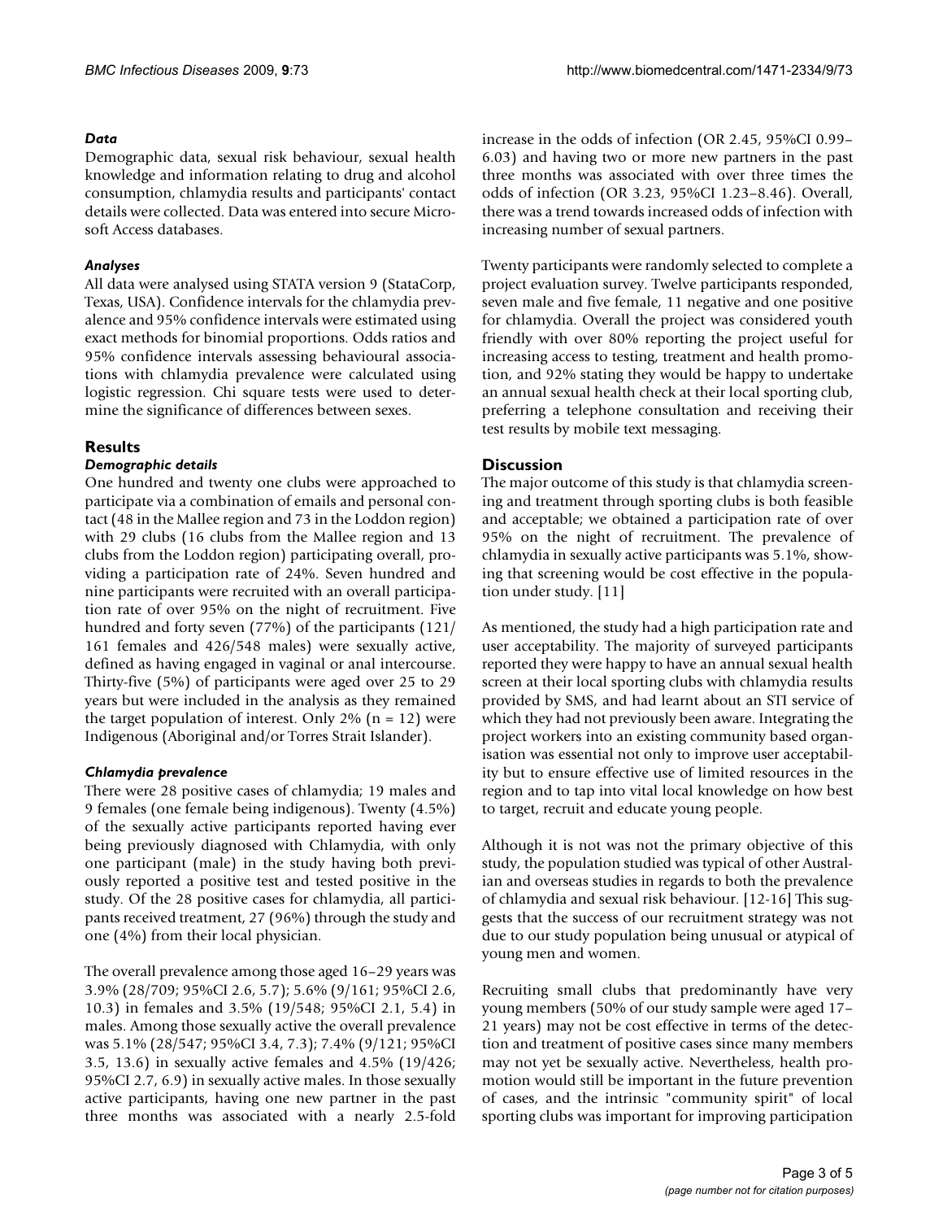### *Data*

Demographic data, sexual risk behaviour, sexual health knowledge and information relating to drug and alcohol consumption, chlamydia results and participants' contact details were collected. Data was entered into secure Microsoft Access databases.

### *Analyses*

All data were analysed using STATA version 9 (StataCorp, Texas, USA). Confidence intervals for the chlamydia prevalence and 95% confidence intervals were estimated using exact methods for binomial proportions. Odds ratios and 95% confidence intervals assessing behavioural associations with chlamydia prevalence were calculated using logistic regression. Chi square tests were used to determine the significance of differences between sexes.

## Results

### *Demographic details*

One hundred and twenty one clubs were approached to participate via a combination of emails and personal contact (48 in the Mallee region and 73 in the Loddon region) with 29 clubs (16 clubs from the Mallee region and 13 clubs from the Loddon region) participating overall, providing a participation rate of 24%. Seven hundred and nine participants were recruited with an overall participation rate of over 95% on the night of recruitment. Five hundred and forty seven (77%) of the participants (121/161 females and 426/548 males) were sexually active, defined as having engaged in vaginal or anal intercourse. Thirty-five (5%) of participants were aged over 25 to 29 years but were included in the analysis as they remained the target population of interest. Only 2% (n = 12) were Indigenous (Aboriginal and/or Torres Strait Islander).

### *Chlamydia prevalence*

There were 28 positive cases of chlamydia; 19 males and 9 females (one female being indigenous). Twenty (4.5%) of the sexually active participants reported having ever being previously diagnosed with Chlamydia, with only one participant (male) in the study having both previously reported a positive test and tested positive in the study. Of the 28 positive cases for chlamydia, all participants received treatment, 27 (96%) through the study and one (4%) from their local physician.

The overall prevalence among those aged 16–29 years was 3.9% (28/709; 95%CI 2.6, 5.7); 5.6% (9/161; 95%CI 2.6, 10.3) in females and 3.5% (19/548; 95%CI 2.1, 5.4) in males. Among those sexually active the overall prevalence was 5.1% (28/547; 95%CI 3.4, 7.3); 7.4% (9/121; 95%CI 3.5, 13.6) in sexually active females and 4.5% (19/426; 95%CI 2.7, 6.9) in sexually active males. In those sexually active participants, having one new partner in the past three months was associated with a nearly 2.5-fold increase in the odds of infection (OR 2.45, 95%CI 0.99–6.03) and having two or more new partners in the past three months was associated with over three times the odds of infection (OR 3.23, 95%CI 1.23–8.46). Overall, there was a trend towards increased odds of infection with increasing number of sexual partners.

Twenty participants were randomly selected to complete a project evaluation survey. Twelve participants responded, seven male and five female, 11 negative and one positive for chlamydia. Overall the project was considered youth friendly with over 80% reporting the project useful for increasing access to testing, treatment and health promotion, and 92% stating they would be happy to undertake an annual sexual health check at their local sporting club, preferring a telephone consultation and receiving their test results by mobile text messaging.

## Discussion

The major outcome of this study is that chlamydia screening and treatment through sporting clubs is both feasible and acceptable; we obtained a participation rate of over 95% on the night of recruitment. The prevalence of chlamydia in sexually active participants was 5.1%, showing that screening would be cost effective in the population under study. [11]

As mentioned, the study had a high participation rate and user acceptability. The majority of surveyed participants reported they were happy to have an annual sexual health screen at their local sporting clubs with chlamydia results provided by SMS, and had learnt about an STI service of which they had not previously been aware. Integrating the project workers into an existing community based organisation was essential not only to improve user acceptability but to ensure effective use of limited resources in the region and to tap into vital local knowledge on how best to target, recruit and educate young people.

Although it is not was not the primary objective of this study, the population studied was typical of other Australian and overseas studies in regards to both the prevalence of chlamydia and sexual risk behaviour. [12-16] This suggests that the success of our recruitment strategy was not due to our study population being unusual or atypical of young men and women.

Recruiting small clubs that predominantly have very young members (50% of our study sample were aged 17–21 years) may not be cost effective in terms of the detection and treatment of positive cases since many members may not yet be sexually active. Nevertheless, health promotion would still be important in the future prevention of cases, and the intrinsic "community spirit" of local sporting clubs was important for improving participation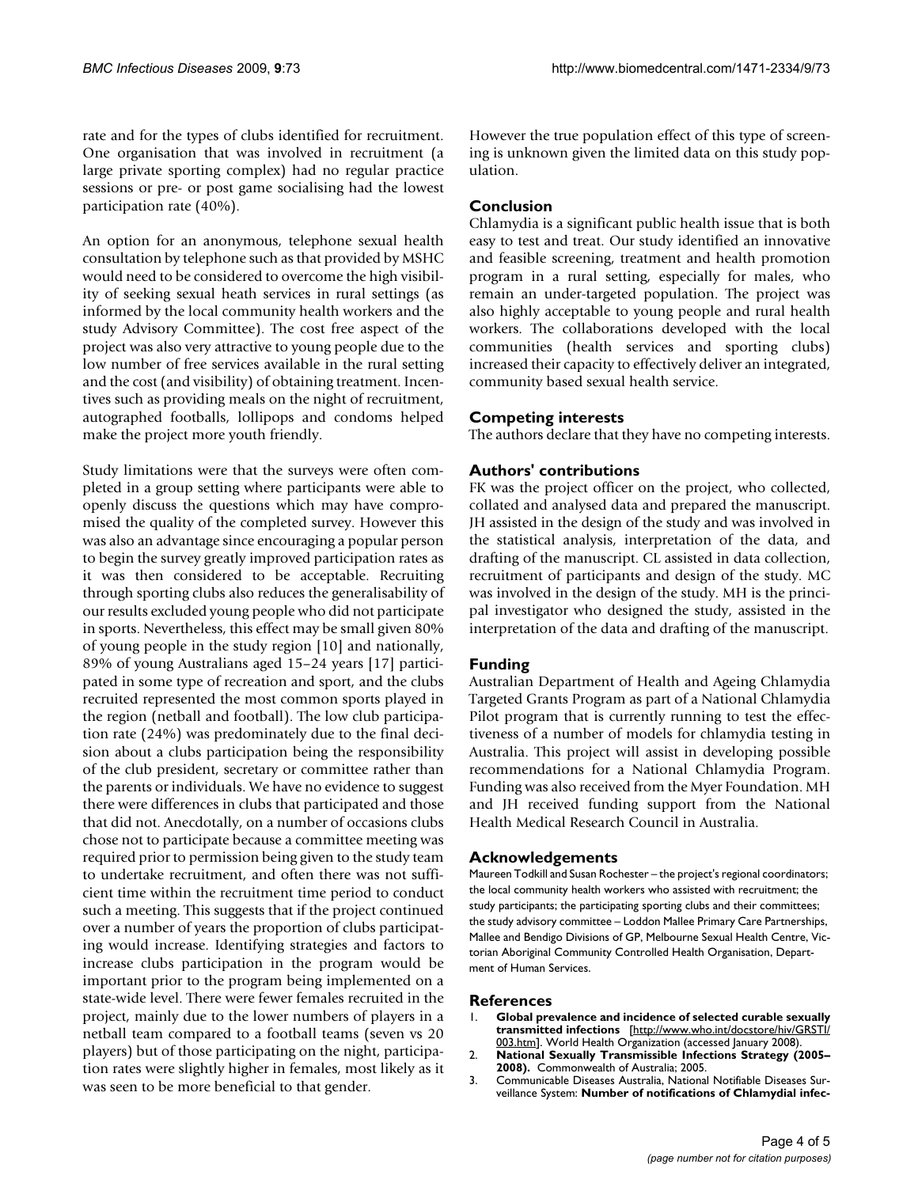rate and for the types of clubs identified for recruitment. One organisation that was involved in recruitment (a large private sporting complex) had no regular practice sessions or pre- or post game socialising had the lowest participation rate (40%).

An option for an anonymous, telephone sexual health consultation by telephone such as that provided by MSHC would need to be considered to overcome the high visibility of seeking sexual heath services in rural settings (as informed by the local community health workers and the study Advisory Committee). The cost free aspect of the project was also very attractive to young people due to the low number of free services available in the rural setting and the cost (and visibility) of obtaining treatment. Incentives such as providing meals on the night of recruitment, autographed footballs, lollipops and condoms helped make the project more youth friendly.

Study limitations were that the surveys were often completed in a group setting where participants were able to openly discuss the questions which may have compromised the quality of the completed survey. However this was also an advantage since encouraging a popular person to begin the survey greatly improved participation rates as it was then considered to be acceptable. Recruiting through sporting clubs also reduces the generalisability of our results excluded young people who did not participate in sports. Nevertheless, this effect may be small given 80% of young people in the study region [10] and nationally, 89% of young Australians aged 15–24 years [17] participated in some type of recreation and sport, and the clubs recruited represented the most common sports played in the region (netball and football). The low club participation rate (24%) was predominately due to the final decision about a clubs participation being the responsibility of the club president, secretary or committee rather than the parents or individuals. We have no evidence to suggest there were differences in clubs that participated and those that did not. Anecdotally, on a number of occasions clubs chose not to participate because a committee meeting was required prior to permission being given to the study team to undertake recruitment, and often there was not sufficient time within the recruitment time period to conduct such a meeting. This suggests that if the project continued over a number of years the proportion of clubs participating would increase. Identifying strategies and factors to increase clubs participation in the program would be important prior to the program being implemented on a state-wide level. There were fewer females recruited in the project, mainly due to the lower numbers of players in a netball team compared to a football teams (seven vs 20 players) but of those participating on the night, participation rates were slightly higher in females, most likely as it was seen to be more beneficial to that gender.

However the true population effect of this type of screening is unknown given the limited data on this study population.

## Conclusion

Chlamydia is a significant public health issue that is both easy to test and treat. Our study identified an innovative and feasible screening, treatment and health promotion program in a rural setting, especially for males, who remain an under-targeted population. The project was also highly acceptable to young people and rural health workers. The collaborations developed with the local communities (health services and sporting clubs) increased their capacity to effectively deliver an integrated, community based sexual health service.

## Competing interests

The authors declare that they have no competing interests.

## Authors' contributions

FK was the project officer on the project, who collected, collated and analysed data and prepared the manuscript. JH assisted in the design of the study and was involved in the statistical analysis, interpretation of the data, and drafting of the manuscript. CL assisted in data collection, recruitment of participants and design of the study. MC was involved in the design of the study. MH is the principal investigator who designed the study, assisted in the interpretation of the data and drafting of the manuscript.

## Funding

Australian Department of Health and Ageing Chlamydia Targeted Grants Program as part of a National Chlamydia Pilot program that is currently running to test the effectiveness of a number of models for chlamydia testing in Australia. This project will assist in developing possible recommendations for a National Chlamydia Program. Funding was also received from the Myer Foundation. MH and JH received funding support from the National Health Medical Research Council in Australia.

## Acknowledgements

Maureen Todkill and Susan Rochester – the project's regional coordinators; the local community health workers who assisted with recruitment; the study participants; the participating sporting clubs and their committees; the study advisory committee – Loddon Mallee Primary Care Partnerships, Mallee and Bendigo Divisions of GP, Melbourne Sexual Health Centre, Victorian Aboriginal Community Controlled Health Organisation, Department of Human Services.

## References

1. **Global prevalence and incidence of selected curable sexually transmitted infections** [http://www.who.int/docstore/hiv/GRSTI/003.htm]. World Health Organization (accessed January 2008).
2. **National Sexually Transmissible Infections Strategy (2005–2008).** Commonwealth of Australia; 2005.
3. Communicable Diseases Australia, National Notifiable Diseases Surveillance System: **Number of notifications of Chlamydial infec-**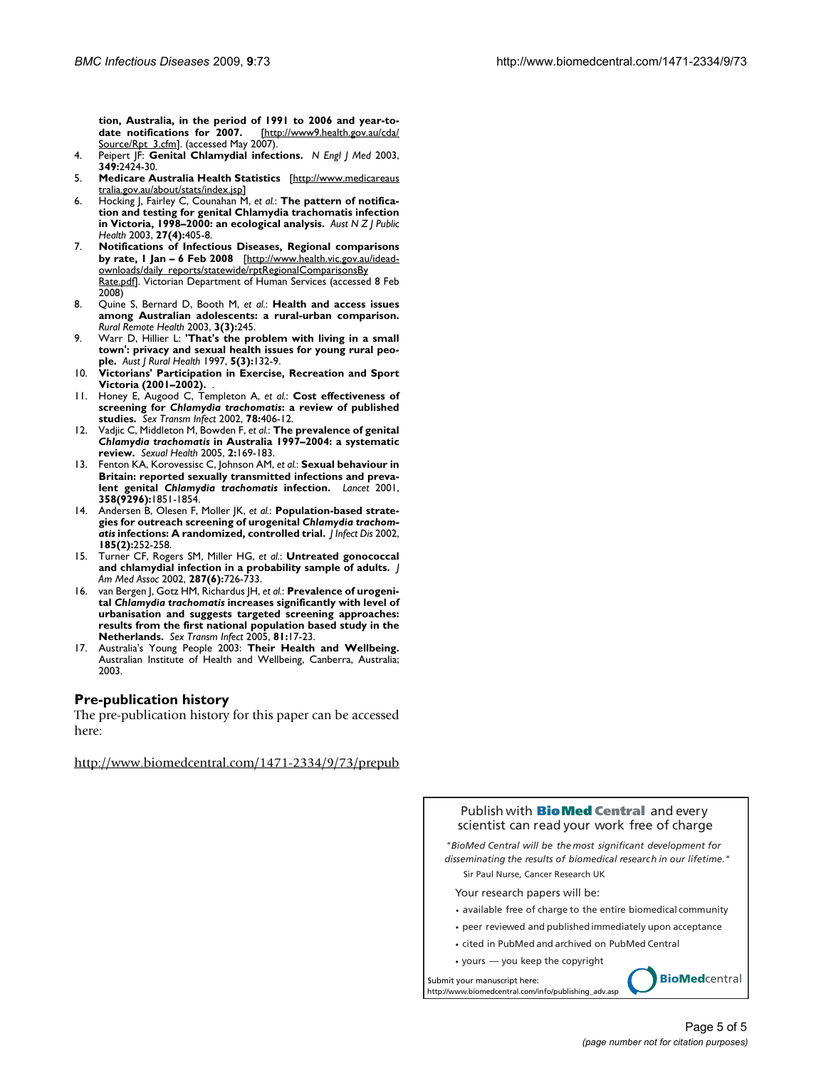**tion, Australia, in the period of 1991 to 2006 and year-to-date notifications for 2007.** [http://www9.health.gov.au/cda/Source/Rpt_3.cfm]. (accessed May 2007).

4. Peipert JF: **Genital Chlamydial infections.** *N Engl J Med* 2003, **349:**2424-30.
5. **Medicare Australia Health Statistics** [http://www.medicareaustralia.gov.au/about/stats/index.jsp]
6. Hocking J, Fairley C, Counahan M, *et al.*: **The pattern of notification and testing for genital Chlamydia trachomatis infection in Victoria, 1998–2000: an ecological analysis.** *Aust N Z J Public Health* 2003, **27(4):**405-8.
7. **Notifications of Infectious Diseases, Regional comparisons by rate, 1 Jan – 6 Feb 2008** [http://www.health.vic.gov.au/ideadownloads/daily_reports/statewide/rptRegionalComparisonsByRate.pdf]. Victorian Department of Human Services (accessed 8 Feb 2008)
8. Quine S, Bernard D, Booth M, *et al.*: **Health and access issues among Australian adolescents: a rural-urban comparison.** *Rural Remote Health* 2003, **3(3):**245.
9. Warr D, Hillier L: **'That's the problem with living in a small town': privacy and sexual health issues for young rural people.** *Aust J Rural Health* 1997, **5(3):**132-9.
10. **Victorians' Participation in Exercise, Recreation and Sport Victoria (2001–2002).** .
11. Honey E, Augood C, Templeton A, *et al.*: **Cost effectiveness of screening for *Chlamydia trachomatis*: a review of published studies.** *Sex Transm Infect* 2002, **78:**406-12.
12. Vadjic C, Middleton M, Bowden F, *et al.*: **The prevalence of genital *Chlamydia trachomatis* in Australia 1997–2004: a systematic review.** *Sexual Health* 2005, **2:**169-183.
13. Fenton KA, Korovessisc C, Johnson AM, *et al.*: **Sexual behaviour in Britain: reported sexually transmitted infections and prevalent genital *Chlamydia trachomatis* infection.** *Lancet* 2001, **358(9296):**1851-1854.
14. Andersen B, Olesen F, Moller JK, *et al.*: **Population-based strategies for outreach screening of urogenital *Chlamydia trachomatis* infections: A randomized, controlled trial.** *J Infect Dis* 2002, **185(2):**252-258.
15. Turner CF, Rogers SM, Miller HG, *et al.*: **Untreated gonococcal and chlamydial infection in a probability sample of adults.** *J Am Med Assoc* 2002, **287(6):**726-733.
16. van Bergen J, Gotz HM, Richardus JH, *et al.*: **Prevalence of urogenital *Chlamydia trachomatis* increases significantly with level of urbanisation and suggests targeted screening approaches: results from the first national population based study in the Netherlands.** *Sex Transm Infect* 2005, **81:**17-23.
17. Australia's Young People 2003: **Their Health and Wellbeing.** Australian Institute of Health and Wellbeing, Canberra, Australia; 2003.

## Pre-publication history

The pre-publication history for this paper can be accessed here:

http://www.biomedcentral.com/1471-2334/9/73/prepub

Publish with **BioMed Central** and every scientist can read your work free of charge

*"BioMed Central will be the most significant development for disseminating the results of biomedical research in our lifetime."*
Sir Paul Nurse, Cancer Research UK

Your research papers will be:

- available free of charge to the entire biomedical community
- peer reviewed and published immediately upon acceptance
- cited in PubMed and archived on PubMed Central
- yours — you keep the copyright

Submit your manuscript here:
http://www.biomedcentral.com/info/publishing_adv.asp

BioMedcentral